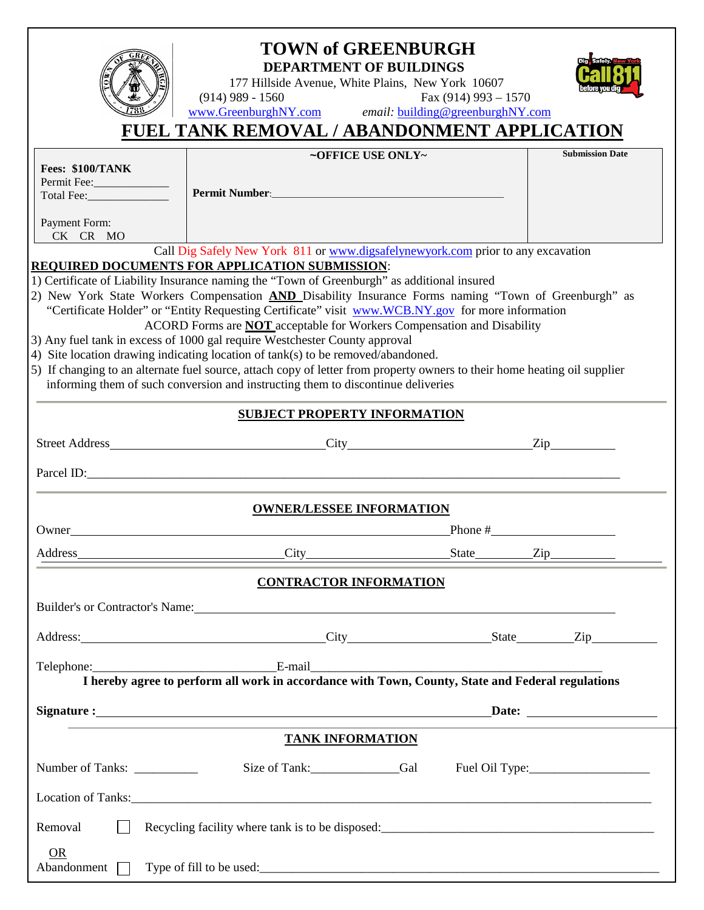# TOWN of GREENBURGH

**DEPARTMENT OF BUILDINGS**

177 Hillside Avenue, White Plains, New York 10607

(914) 989 - 1560 Fax (914) 993 – 1570

www.GreenburghNY.com *email:* building@greenburghNY.com

## FUEL TANK REMOVAL / ABANDONMENT APPLICATION

| **Fees: $100/TANK**<br>Permit Fee:_____________<br>Total Fee:_____________<br><br>Payment Form:<br>CK CR MO | **~OFFICE USE ONLY~**<br><br>**Permit Number**:________________________________________ | **Submission Date** |
|---|---|---|

Call Dig Safely New York 811 or www.digsafelynewyork.com prior to any excavation

**REQUIRED DOCUMENTS FOR APPLICATION SUBMISSION**:

1) Certificate of Liability Insurance naming the "Town of Greenburgh" as additional insured
2) New York State Workers Compensation **AND** Disability Insurance Forms naming "Town of Greenburgh" as "Certificate Holder" or "Entity Requesting Certificate" visit www.WCB.NY.gov for more information
   ACORD Forms are **NOT** acceptable for Workers Compensation and Disability
3) Any fuel tank in excess of 1000 gal require Westchester County approval
4) Site location drawing indicating location of tank(s) to be removed/abandoned.
5) If changing to an alternate fuel source, attach copy of letter from property owners to their home heating oil supplier informing them of such conversion and instructing them to discontinue deliveries

### SUBJECT PROPERTY INFORMATION

Street Address________________________________City__________________________Zip__________

Parcel ID:________________________________________________________________________________

### OWNER/LESSEE INFORMATION

Owner____________________________________________________________Phone #___________________

Address______________________________City_____________________State________Zip__________

### CONTRACTOR INFORMATION

Builder's or Contractor's Name:_______________________________________________________________

Address:____________________________________City_____________________State________Zip__________

Telephone:___________________________E-mail__________________________________________

**I hereby agree to perform all work in accordance with Town, County, State and Federal regulations**

**Signature :**_____________________________________________________________**Date:** ____________________

### TANK INFORMATION

Number of Tanks: __________ Size of Tank:______________Gal Fuel Oil Type:___________________

Location of Tanks:_______________________________________________________________________________

Removal ☐ Recycling facility where tank is to be disposed:___________________________________________

OR

Abandonment ☐ Type of fill to be used:___________________________________________________________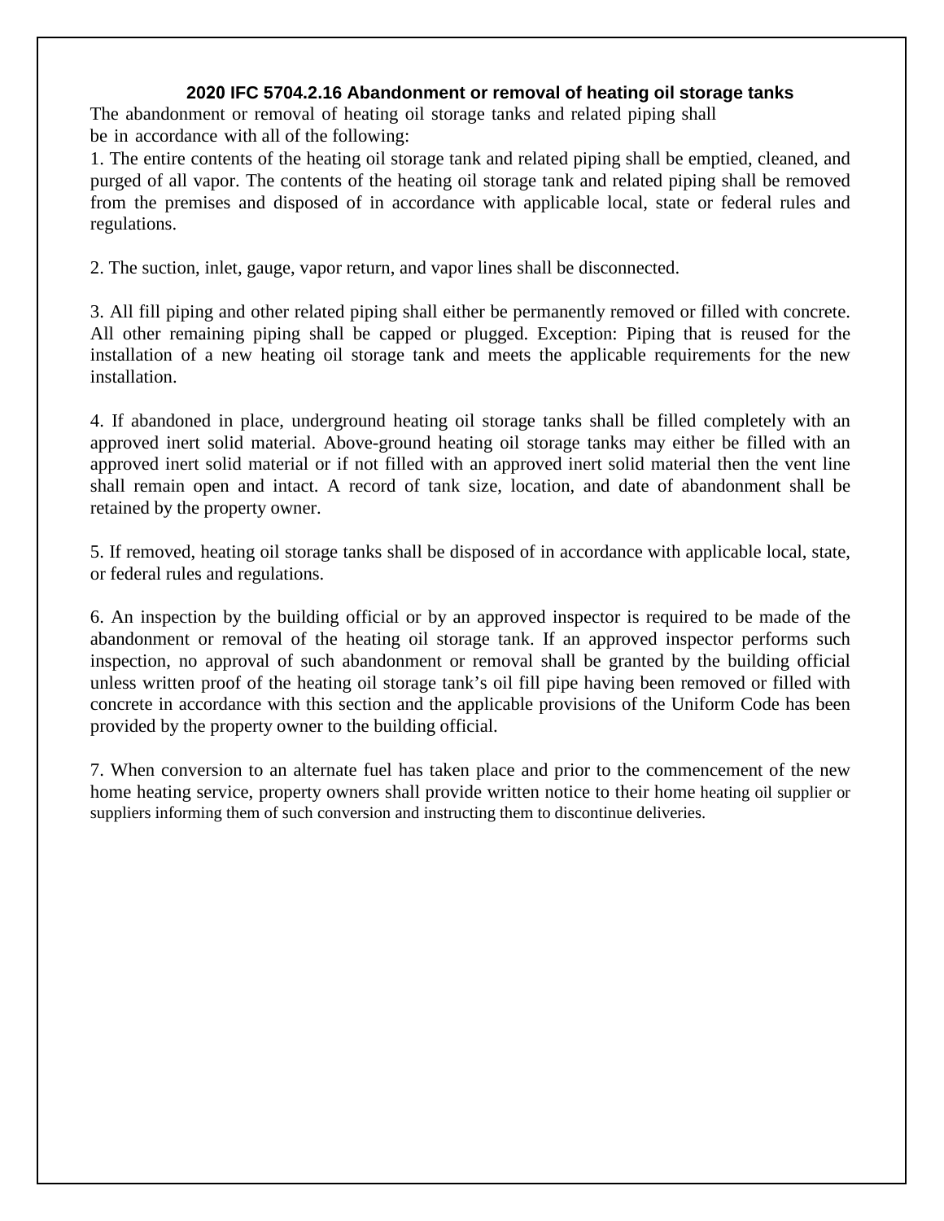## 2020 IFC 5704.2.16 Abandonment or removal of heating oil storage tanks

The abandonment or removal of heating oil storage tanks and related piping shall be in accordance with all of the following:

1. The entire contents of the heating oil storage tank and related piping shall be emptied, cleaned, and purged of all vapor. The contents of the heating oil storage tank and related piping shall be removed from the premises and disposed of in accordance with applicable local, state or federal rules and regulations.

2. The suction, inlet, gauge, vapor return, and vapor lines shall be disconnected.

3. All fill piping and other related piping shall either be permanently removed or filled with concrete. All other remaining piping shall be capped or plugged. Exception: Piping that is reused for the installation of a new heating oil storage tank and meets the applicable requirements for the new installation.

4. If abandoned in place, underground heating oil storage tanks shall be filled completely with an approved inert solid material. Above-ground heating oil storage tanks may either be filled with an approved inert solid material or if not filled with an approved inert solid material then the vent line shall remain open and intact. A record of tank size, location, and date of abandonment shall be retained by the property owner.

5. If removed, heating oil storage tanks shall be disposed of in accordance with applicable local, state, or federal rules and regulations.

6. An inspection by the building official or by an approved inspector is required to be made of the abandonment or removal of the heating oil storage tank. If an approved inspector performs such inspection, no approval of such abandonment or removal shall be granted by the building official unless written proof of the heating oil storage tank's oil fill pipe having been removed or filled with concrete in accordance with this section and the applicable provisions of the Uniform Code has been provided by the property owner to the building official.

7. When conversion to an alternate fuel has taken place and prior to the commencement of the new home heating service, property owners shall provide written notice to their home heating oil supplier or suppliers informing them of such conversion and instructing them to discontinue deliveries.